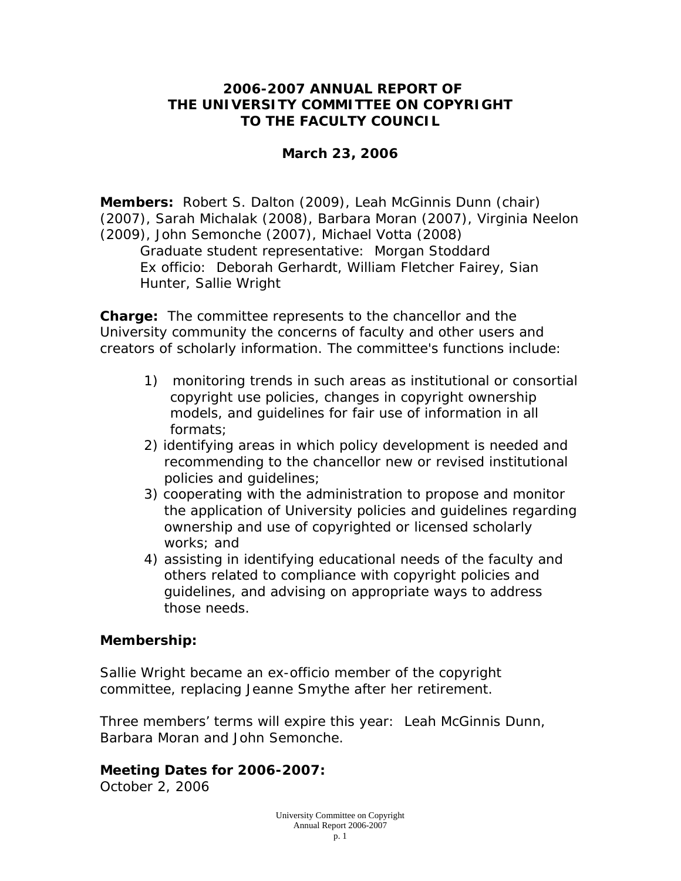# 2006-2007 ANNUAL REPORT OF THE UNIVERSITY COMMITTEE ON COPYRIGHT TO THE FACULTY COUNCIL

**March 23, 2006**

**Members:** Robert S. Dalton (2009), Leah McGinnis Dunn (chair) (2007), Sarah Michalak (2008), Barbara Moran (2007), Virginia Neelon (2009), John Semonche (2007), Michael Votta (2008)

Graduate student representative: Morgan Stoddard
Ex officio: Deborah Gerhardt, William Fletcher Fairey, Sian Hunter, Sallie Wright

**Charge:** The committee represents to the chancellor and the University community the concerns of faculty and other users and creators of scholarly information. The committee's functions include:

1) monitoring trends in such areas as institutional or consortial copyright use policies, changes in copyright ownership models, and guidelines for fair use of information in all formats;
2) identifying areas in which policy development is needed and recommending to the chancellor new or revised institutional policies and guidelines;
3) cooperating with the administration to propose and monitor the application of University policies and guidelines regarding ownership and use of copyrighted or licensed scholarly works; and
4) assisting in identifying educational needs of the faculty and others related to compliance with copyright policies and guidelines, and advising on appropriate ways to address those needs.

## Membership:

Sallie Wright became an ex-officio member of the copyright committee, replacing Jeanne Smythe after her retirement.

Three members' terms will expire this year: Leah McGinnis Dunn, Barbara Moran and John Semonche.

## Meeting Dates for 2006-2007:

October 2, 2006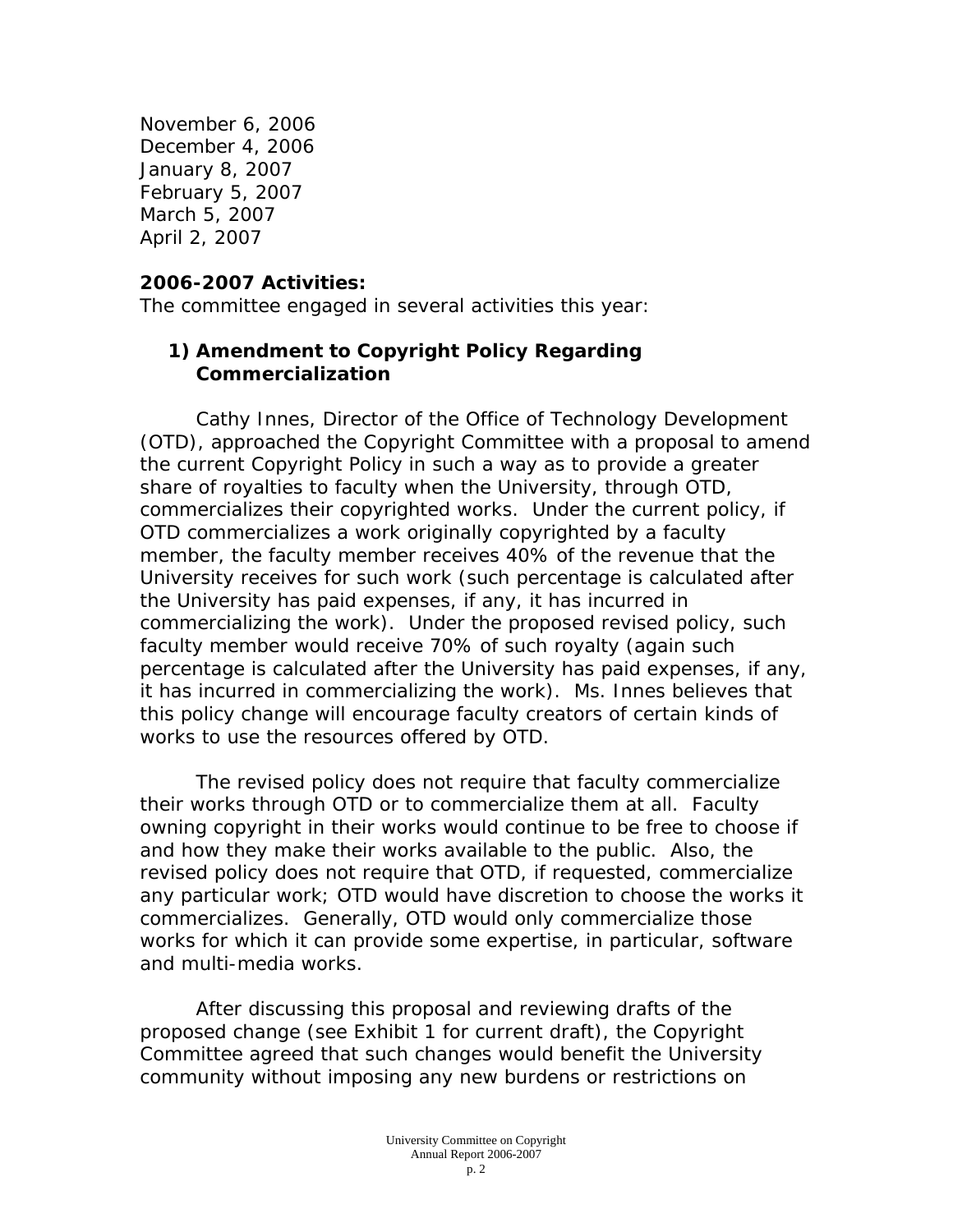November 6, 2006
December 4, 2006
January 8, 2007
February 5, 2007
March 5, 2007
April 2, 2007

**2006-2007 Activities:**
The committee engaged in several activities this year:

**1) Amendment to Copyright Policy Regarding Commercialization**

Cathy Innes, Director of the Office of Technology Development (OTD), approached the Copyright Committee with a proposal to amend the current Copyright Policy in such a way as to provide a greater share of royalties to faculty when the University, through OTD, commercializes their copyrighted works. Under the current policy, if OTD commercializes a work originally copyrighted by a faculty member, the faculty member receives 40% of the revenue that the University receives for such work (such percentage is calculated after the University has paid expenses, if any, it has incurred in commercializing the work). Under the proposed revised policy, such faculty member would receive 70% of such royalty (again such percentage is calculated after the University has paid expenses, if any, it has incurred in commercializing the work). Ms. Innes believes that this policy change will encourage faculty creators of certain kinds of works to use the resources offered by OTD.

The revised policy does not require that faculty commercialize their works through OTD or to commercialize them at all. Faculty owning copyright in their works would continue to be free to choose if and how they make their works available to the public. Also, the revised policy does not require that OTD, if requested, commercialize any particular work; OTD would have discretion to choose the works it commercializes. Generally, OTD would only commercialize those works for which it can provide some expertise, in particular, software and multi-media works.

After discussing this proposal and reviewing drafts of the proposed change (see Exhibit 1 for current draft), the Copyright Committee agreed that such changes would benefit the University community without imposing any new burdens or restrictions on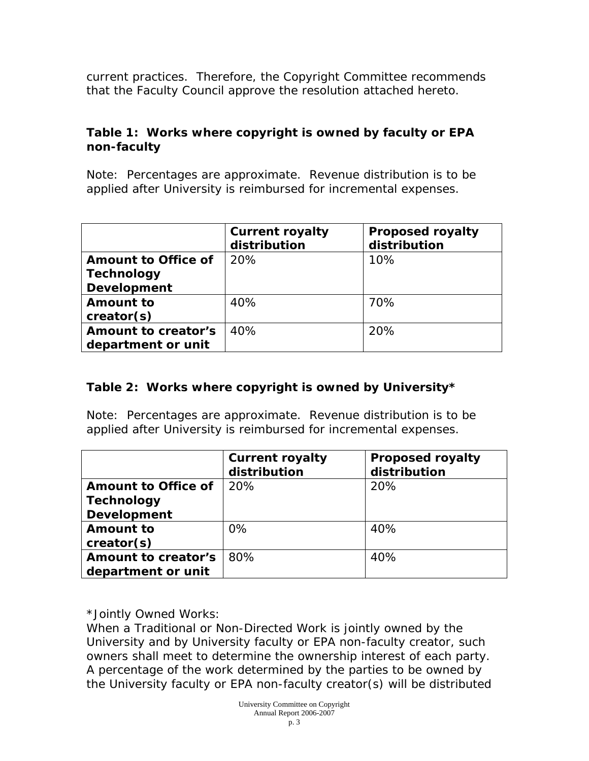current practices. Therefore, the Copyright Committee recommends that the Faculty Council approve the resolution attached hereto.

**Table 1: Works where copyright is owned by faculty or EPA non-faculty**

Note: Percentages are approximate. Revenue distribution is to be applied after University is reimbursed for incremental expenses.

| | **Current royalty distribution** | **Proposed royalty distribution** |
|---|---|---|
| **Amount to Office of Technology Development** | 20% | 10% |
| **Amount to creator(s)** | 40% | 70% |
| **Amount to creator's department or unit** | 40% | 20% |

**Table 2: Works where copyright is owned by University***

Note: Percentages are approximate. Revenue distribution is to be applied after University is reimbursed for incremental expenses.

| | **Current royalty distribution** | **Proposed royalty distribution** |
|---|---|---|
| **Amount to Office of Technology Development** | 20% | 20% |
| **Amount to creator(s)** | 0% | 40% |
| **Amount to creator's department or unit** | 80% | 40% |

*Jointly Owned Works:
When a Traditional or Non-Directed Work is jointly owned by the University and by University faculty or EPA non-faculty creator, such owners shall meet to determine the ownership interest of each party. A percentage of the work determined by the parties to be owned by the University faculty or EPA non-faculty creator(s) will be distributed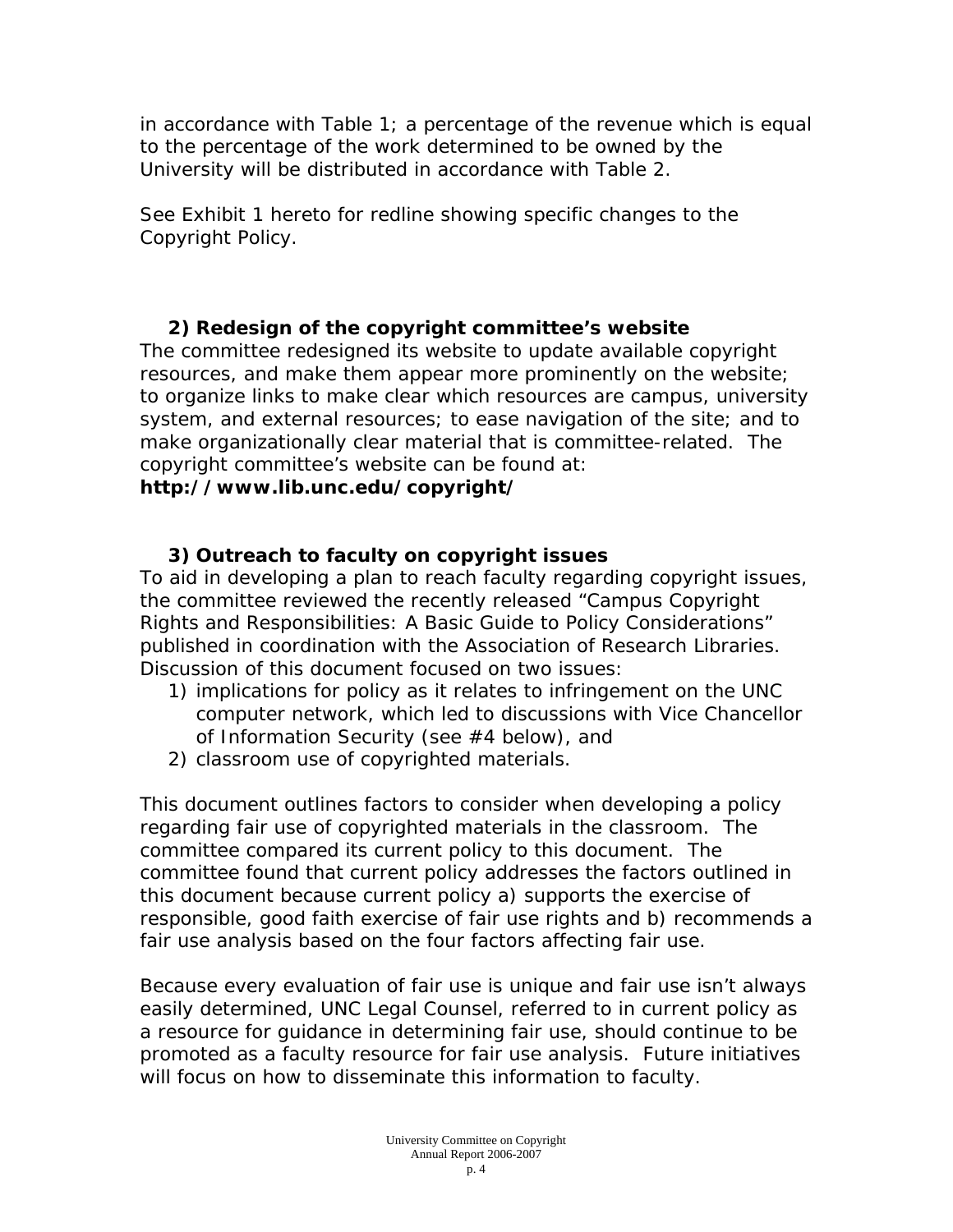in accordance with Table 1; a percentage of the revenue which is equal to the percentage of the work determined to be owned by the University will be distributed in accordance with Table 2.

See Exhibit 1 hereto for redline showing specific changes to the Copyright Policy.

### 2) Redesign of the copyright committee's website

The committee redesigned its website to update available copyright resources, and make them appear more prominently on the website; to organize links to make clear which resources are campus, university system, and external resources; to ease navigation of the site; and to make organizationally clear material that is committee-related. The copyright committee's website can be found at:
**http://www.lib.unc.edu/copyright/**

### 3) Outreach to faculty on copyright issues

To aid in developing a plan to reach faculty regarding copyright issues, the committee reviewed the recently released "Campus Copyright Rights and Responsibilities: A Basic Guide to Policy Considerations" published in coordination with the Association of Research Libraries. Discussion of this document focused on two issues:

1) implications for policy as it relates to infringement on the UNC computer network, which led to discussions with Vice Chancellor of Information Security (see #4 below), and
2) classroom use of copyrighted materials.

This document outlines factors to consider when developing a policy regarding fair use of copyrighted materials in the classroom. The committee compared its current policy to this document. The committee found that current policy addresses the factors outlined in this document because current policy a) supports the exercise of responsible, good faith exercise of fair use rights and b) recommends a fair use analysis based on the four factors affecting fair use.

Because every evaluation of fair use is unique and fair use isn't always easily determined, UNC Legal Counsel, referred to in current policy as a resource for guidance in determining fair use, should continue to be promoted as a faculty resource for fair use analysis. Future initiatives will focus on how to disseminate this information to faculty.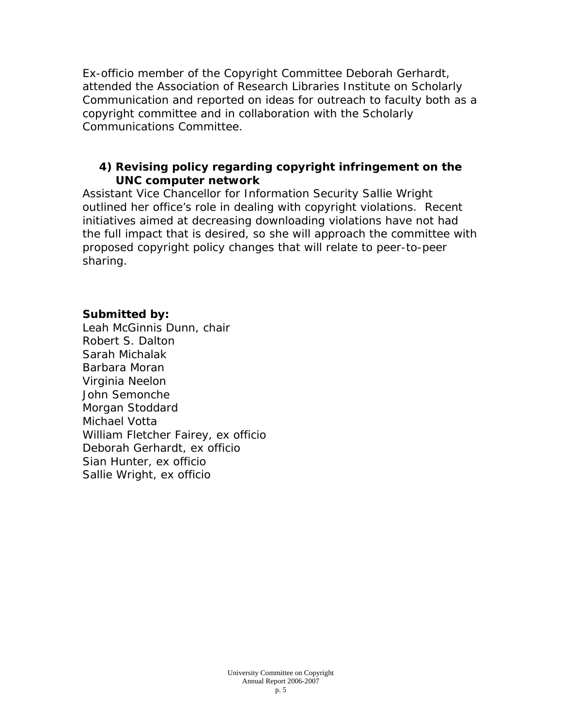Ex-officio member of the Copyright Committee Deborah Gerhardt, attended the Association of Research Libraries Institute on Scholarly Communication and reported on ideas for outreach to faculty both as a copyright committee and in collaboration with the Scholarly Communications Committee.

**4) Revising policy regarding copyright infringement on the UNC computer network**

Assistant Vice Chancellor for Information Security Sallie Wright outlined her office's role in dealing with copyright violations. Recent initiatives aimed at decreasing downloading violations have not had the full impact that is desired, so she will approach the committee with proposed copyright policy changes that will relate to peer-to-peer sharing.

**Submitted by:**
Leah McGinnis Dunn, chair
Robert S. Dalton
Sarah Michalak
Barbara Moran
Virginia Neelon
John Semonche
Morgan Stoddard
Michael Votta
William Fletcher Fairey, ex officio
Deborah Gerhardt, ex officio
Sian Hunter, ex officio
Sallie Wright, ex officio